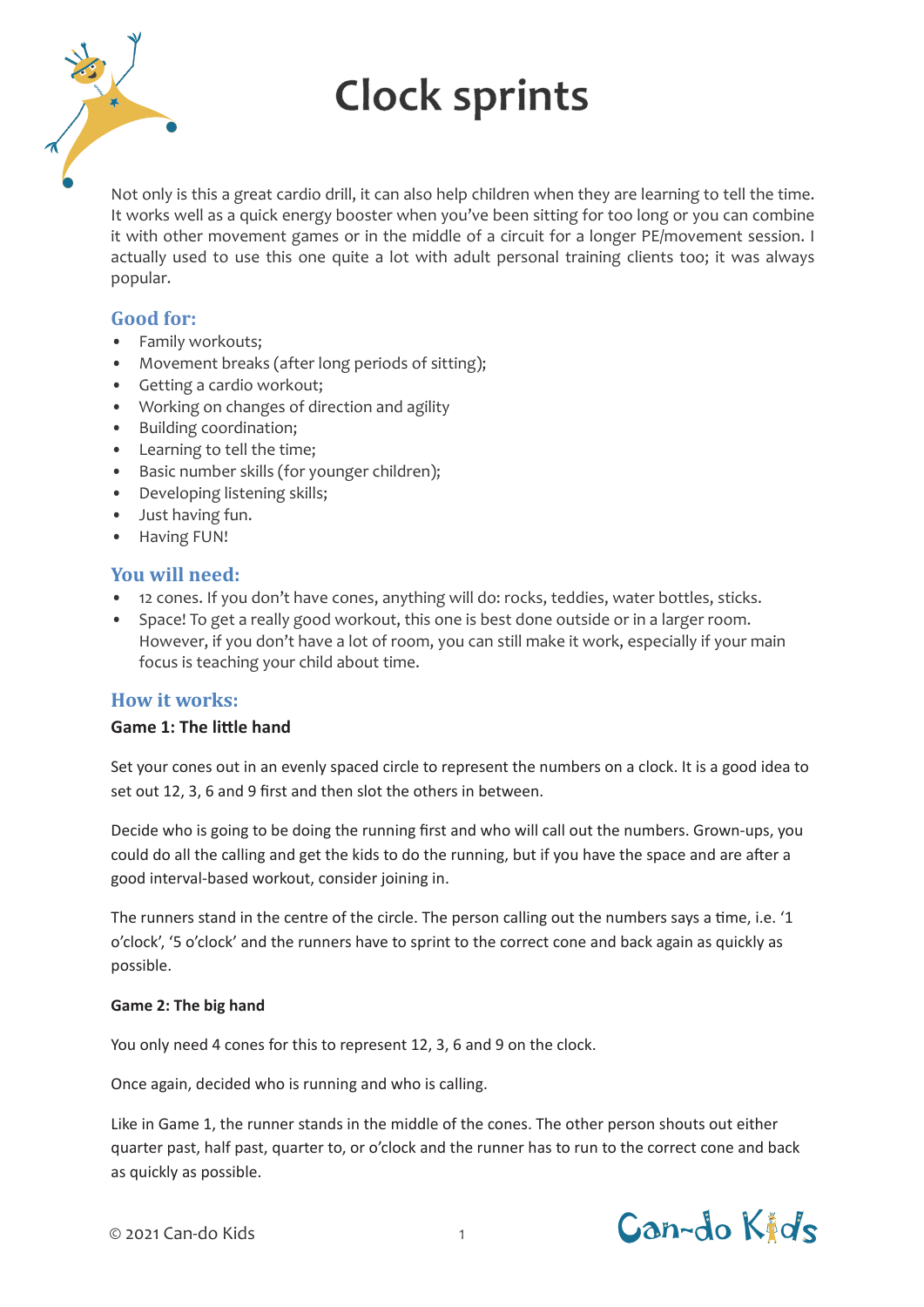# Clock sprints

Not only is this a great cardio drill, it can also help children when they are learning to tell the time. It works well as a quick energy booster when you've been sitting for too long or you can combine it with other movement games or in the middle of a circuit for a longer PE/movement session. I actually used to use this one quite a lot with adult personal training clients too; it was always popular.

## Good for:

- Family workouts;
- Movement breaks (after long periods of sitting);
- Getting a cardio workout;
- Working on changes of direction and agility
- Building coordination;
- Learning to tell the time;
- Basic number skills (for younger children);
- Developing listening skills;
- Just having fun.
- Having FUN!

## You will need:

- 12 cones. If you don't have cones, anything will do: rocks, teddies, water bottles, sticks.
- Space! To get a really good workout, this one is best done outside or in a larger room. However, if you don't have a lot of room, you can still make it work, especially if your main focus is teaching your child about time.

## How it works:

### Game 1: The little hand

Set your cones out in an evenly spaced circle to represent the numbers on a clock. It is a good idea to set out 12, 3, 6 and 9 first and then slot the others in between.

Decide who is going to be doing the running first and who will call out the numbers. Grown-ups, you could do all the calling and get the kids to do the running, but if you have the space and are after a good interval-based workout, consider joining in.

The runners stand in the centre of the circle. The person calling out the numbers says a time, i.e. '1 o'clock', '5 o'clock' and the runners have to sprint to the correct cone and back again as quickly as possible.

### Game 2: The big hand

You only need 4 cones for this to represent 12, 3, 6 and 9 on the clock.

Once again, decided who is running and who is calling.

Like in Game 1, the runner stands in the middle of the cones. The other person shouts out either quarter past, half past, quarter to, or o'clock and the runner has to run to the correct cone and back as quickly as possible.

© 2021 Can-do Kids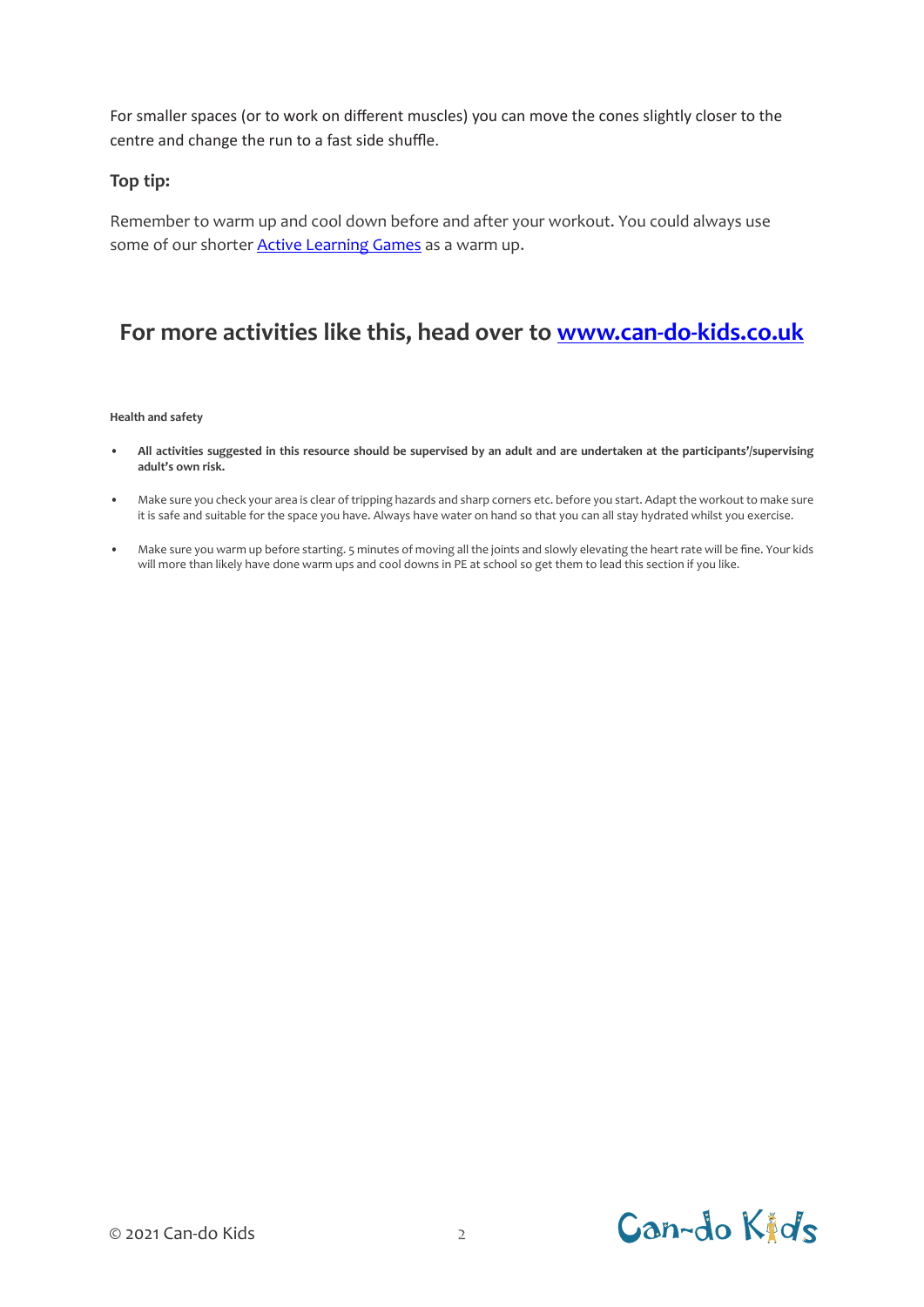For smaller spaces (or to work on different muscles) you can move the cones slightly closer to the centre and change the run to a fast side shuffle.

### Top tip:

Remember to warm up and cool down before and after your workout. You could always use some of our shorter [Active Learning Games] as a warm up.

## For more activities like this, head over to www.can-do-kids.co.uk

**Health and safety**

- **All activities suggested in this resource should be supervised by an adult and are undertaken at the participants'/supervising adult's own risk.**
- Make sure you check your area is clear of tripping hazards and sharp corners etc. before you start. Adapt the workout to make sure it is safe and suitable for the space you have. Always have water on hand so that you can all stay hydrated whilst you exercise.
- Make sure you warm up before starting. 5 minutes of moving all the joints and slowly elevating the heart rate will be fine. Your kids will more than likely have done warm ups and cool downs in PE at school so get them to lead this section if you like.

© 2021 Can-do Kids